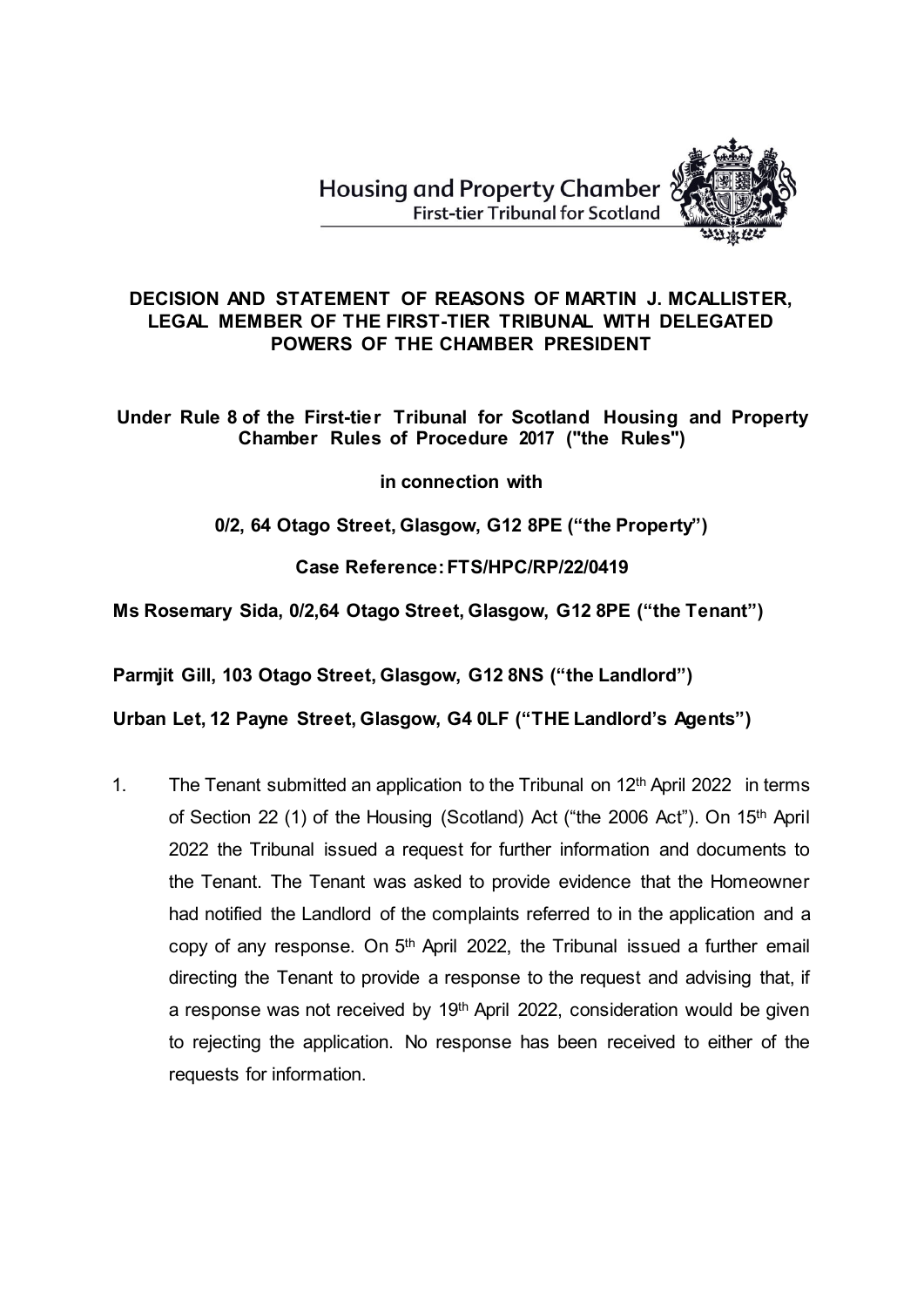Housing and Property Chamber
First-tier Tribunal for Scotland

**DECISION AND STATEMENT OF REASONS OF MARTIN J. MCALLISTER, LEGAL MEMBER OF THE FIRST-TIER TRIBUNAL WITH DELEGATED POWERS OF THE CHAMBER PRESIDENT**

**Under Rule 8 of the First-tier Tribunal for Scotland Housing and Property Chamber Rules of Procedure 2017 ("the Rules")**

**in connection with**

**0/2, 64 Otago Street, Glasgow, G12 8PE ("the Property")**

**Case Reference: FTS/HPC/RP/22/0419**

**Ms Rosemary Sida, 0/2,64 Otago Street, Glasgow, G12 8PE ("the Tenant")**

**Parmjit Gill, 103 Otago Street, Glasgow, G12 8NS ("the Landlord")**

**Urban Let, 12 Payne Street, Glasgow, G4 0LF ("THE Landlord's Agents")**

1. The Tenant submitted an application to the Tribunal on 12th April 2022 in terms of Section 22 (1) of the Housing (Scotland) Act ("the 2006 Act"). On 15th April 2022 the Tribunal issued a request for further information and documents to the Tenant. The Tenant was asked to provide evidence that the Homeowner had notified the Landlord of the complaints referred to in the application and a copy of any response. On 5th April 2022, the Tribunal issued a further email directing the Tenant to provide a response to the request and advising that, if a response was not received by 19th April 2022, consideration would be given to rejecting the application. No response has been received to either of the requests for information.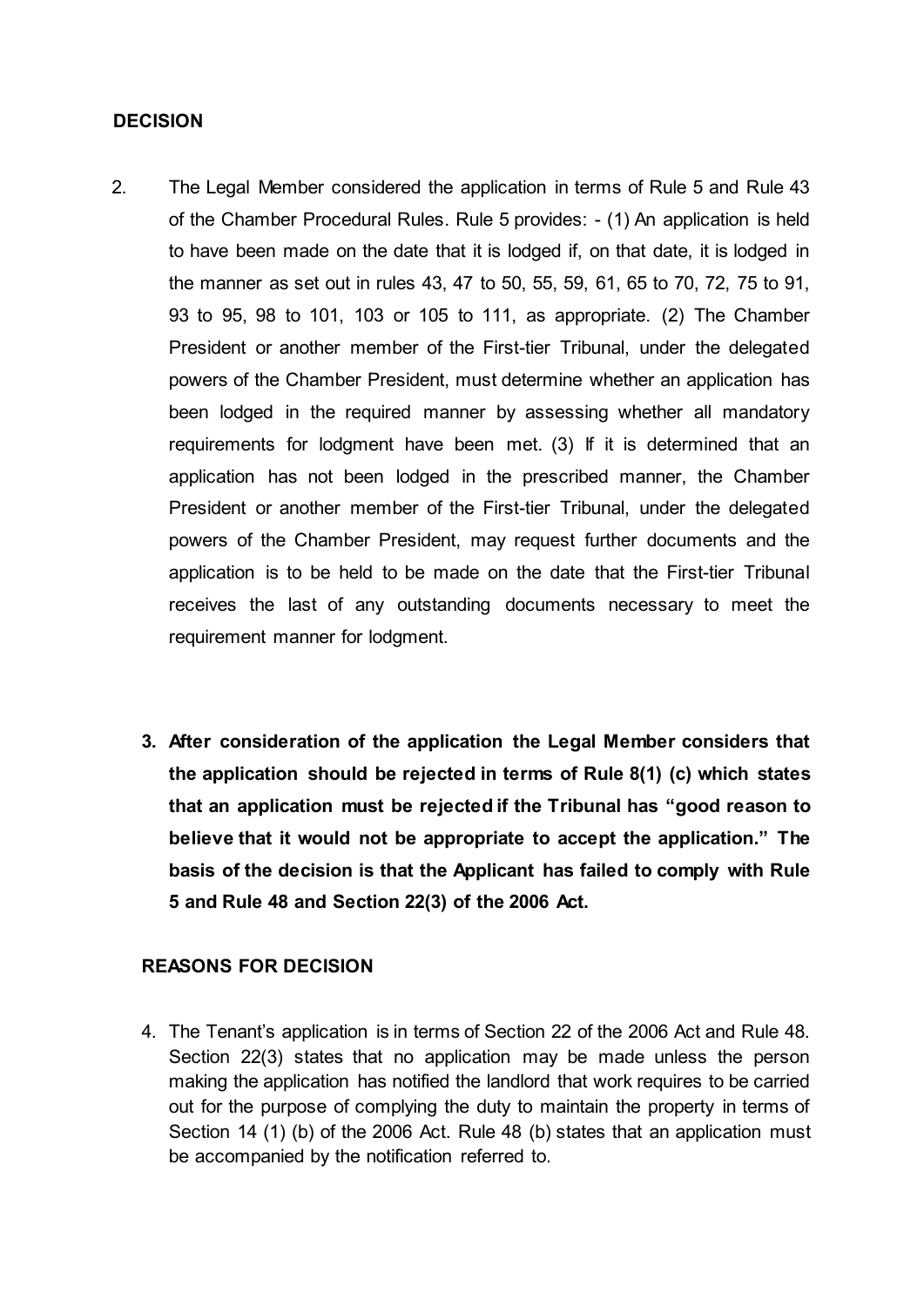## DECISION

2. The Legal Member considered the application in terms of Rule 5 and Rule 43 of the Chamber Procedural Rules. Rule 5 provides: - (1) An application is held to have been made on the date that it is lodged if, on that date, it is lodged in the manner as set out in rules 43, 47 to 50, 55, 59, 61, 65 to 70, 72, 75 to 91, 93 to 95, 98 to 101, 103 or 105 to 111, as appropriate. (2) The Chamber President or another member of the First-tier Tribunal, under the delegated powers of the Chamber President, must determine whether an application has been lodged in the required manner by assessing whether all mandatory requirements for lodgment have been met. (3) If it is determined that an application has not been lodged in the prescribed manner, the Chamber President or another member of the First-tier Tribunal, under the delegated powers of the Chamber President, may request further documents and the application is to be held to be made on the date that the First-tier Tribunal receives the last of any outstanding documents necessary to meet the requirement manner for lodgment.

3. **After consideration of the application the Legal Member considers that the application should be rejected in terms of Rule 8(1) (c) which states that an application must be rejected if the Tribunal has "good reason to believe that it would not be appropriate to accept the application." The basis of the decision is that the Applicant has failed to comply with Rule 5 and Rule 48 and Section 22(3) of the 2006 Act.**

## REASONS FOR DECISION

4. The Tenant's application is in terms of Section 22 of the 2006 Act and Rule 48. Section 22(3) states that no application may be made unless the person making the application has notified the landlord that work requires to be carried out for the purpose of complying the duty to maintain the property in terms of Section 14 (1) (b) of the 2006 Act. Rule 48 (b) states that an application must be accompanied by the notification referred to.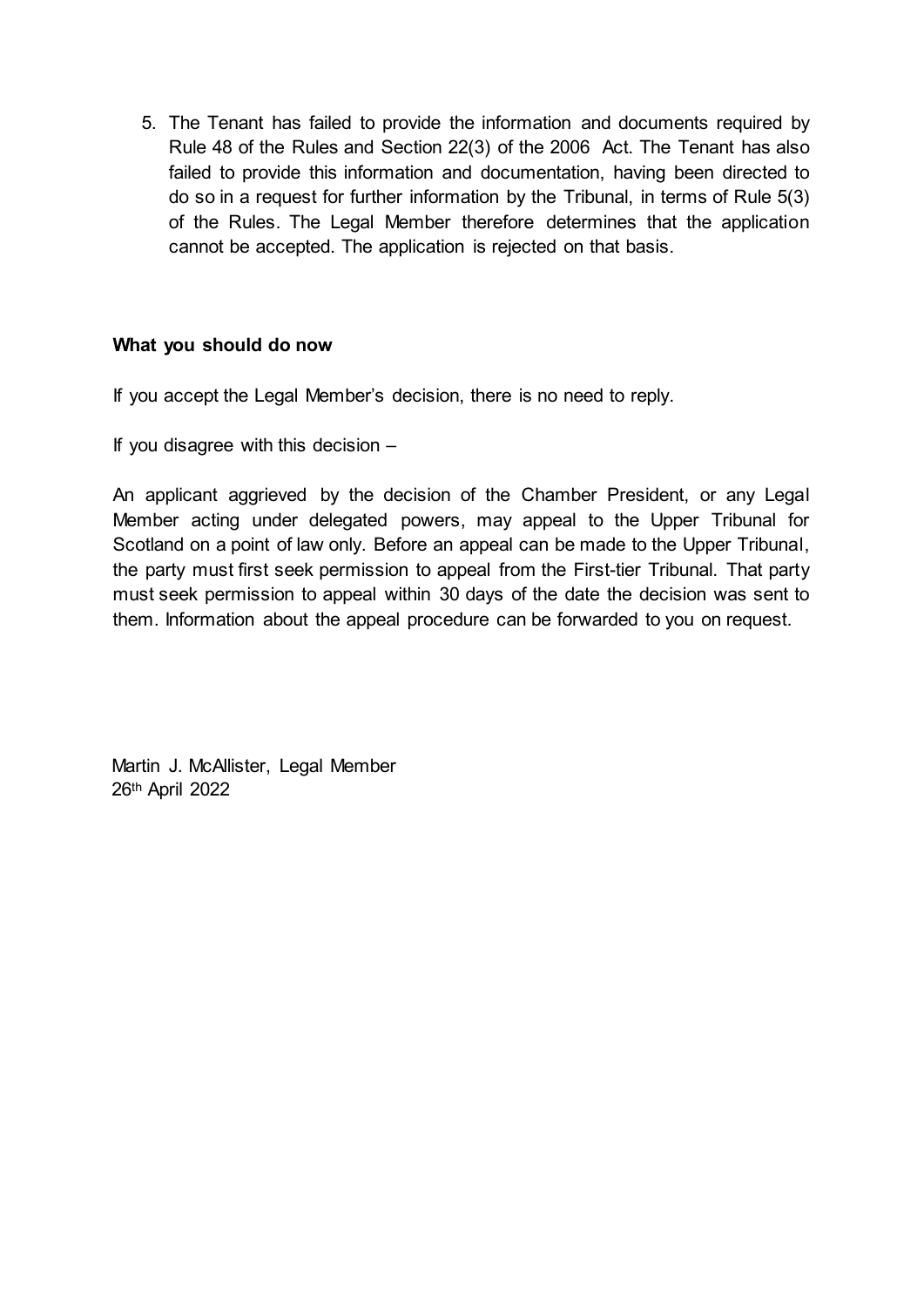5. The Tenant has failed to provide the information and documents required by Rule 48 of the Rules and Section 22(3) of the 2006 Act. The Tenant has also failed to provide this information and documentation, having been directed to do so in a request for further information by the Tribunal, in terms of Rule 5(3) of the Rules. The Legal Member therefore determines that the application cannot be accepted. The application is rejected on that basis.

**What you should do now**

If you accept the Legal Member's decision, there is no need to reply.

If you disagree with this decision –

An applicant aggrieved by the decision of the Chamber President, or any Legal Member acting under delegated powers, may appeal to the Upper Tribunal for Scotland on a point of law only. Before an appeal can be made to the Upper Tribunal, the party must first seek permission to appeal from the First-tier Tribunal. That party must seek permission to appeal within 30 days of the date the decision was sent to them. Information about the appeal procedure can be forwarded to you on request.

Martin J. McAllister, Legal Member
26th April 2022